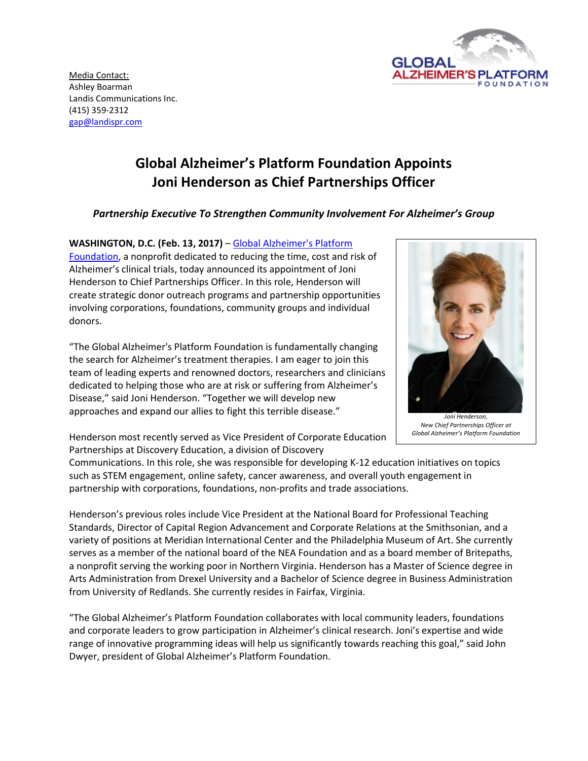Media Contact:
Ashley Boarman
Landis Communications Inc.
(415) 359-2312
gap@landispr.com

# Global Alzheimer's Platform Foundation Appoints Joni Henderson as Chief Partnerships Officer

***Partnership Executive To Strengthen Community Involvement For Alzheimer's Group***

**WASHINGTON, D.C. (Feb. 13, 2017)** – Global Alzheimer's Platform Foundation, a nonprofit dedicated to reducing the time, cost and risk of Alzheimer's clinical trials, today announced its appointment of Joni Henderson to Chief Partnerships Officer. In this role, Henderson will create strategic donor outreach programs and partnership opportunities involving corporations, foundations, community groups and individual donors.

"The Global Alzheimer's Platform Foundation is fundamentally changing the search for Alzheimer's treatment therapies. I am eager to join this team of leading experts and renowned doctors, researchers and clinicians dedicated to helping those who are at risk or suffering from Alzheimer's Disease," said Joni Henderson. "Together we will develop new approaches and expand our allies to fight this terrible disease."

*Joni Henderson, New Chief Partnerships Officer at Global Alzheimer's Platform Foundation*

Henderson most recently served as Vice President of Corporate Education Partnerships at Discovery Education, a division of Discovery Communications. In this role, she was responsible for developing K-12 education initiatives on topics such as STEM engagement, online safety, cancer awareness, and overall youth engagement in partnership with corporations, foundations, non-profits and trade associations.

Henderson's previous roles include Vice President at the National Board for Professional Teaching Standards, Director of Capital Region Advancement and Corporate Relations at the Smithsonian, and a variety of positions at Meridian International Center and the Philadelphia Museum of Art. She currently serves as a member of the national board of the NEA Foundation and as a board member of Britepaths, a nonprofit serving the working poor in Northern Virginia. Henderson has a Master of Science degree in Arts Administration from Drexel University and a Bachelor of Science degree in Business Administration from University of Redlands. She currently resides in Fairfax, Virginia.

"The Global Alzheimer's Platform Foundation collaborates with local community leaders, foundations and corporate leaders to grow participation in Alzheimer's clinical research. Joni's expertise and wide range of innovative programming ideas will help us significantly towards reaching this goal," said John Dwyer, president of Global Alzheimer's Platform Foundation.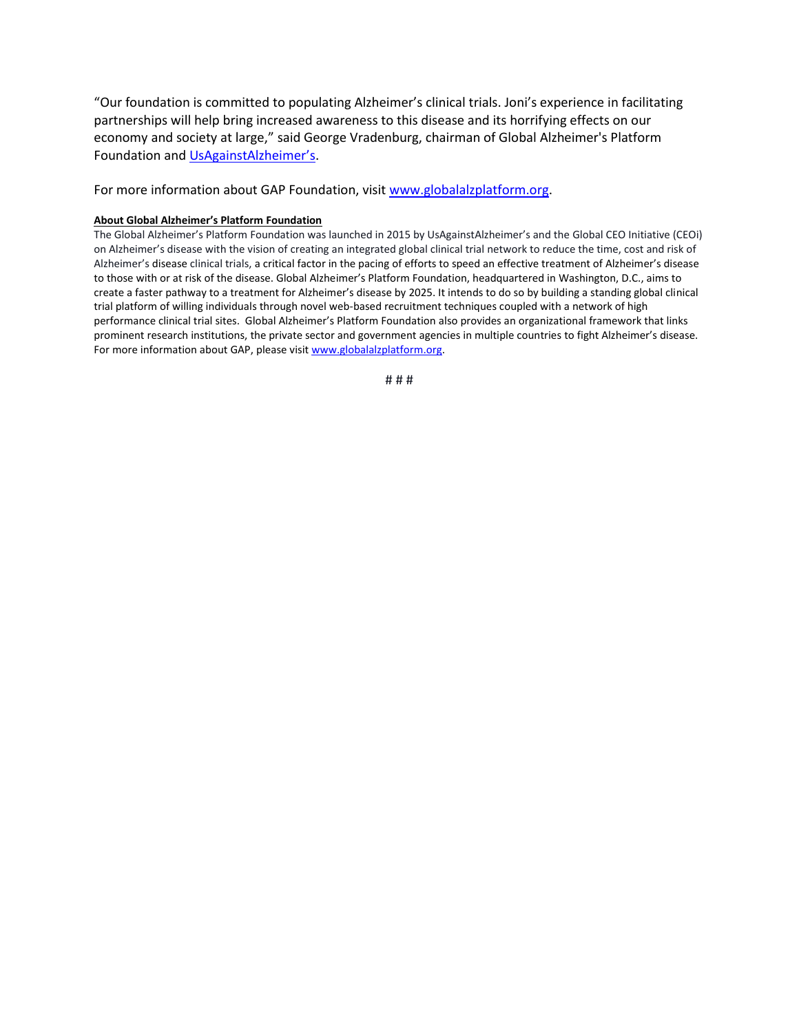"Our foundation is committed to populating Alzheimer's clinical trials. Joni's experience in facilitating partnerships will help bring increased awareness to this disease and its horrifying effects on our economy and society at large," said George Vradenburg, chairman of Global Alzheimer's Platform Foundation and UsAgainstAlzheimer's.

For more information about GAP Foundation, visit www.globalalzplatform.org.

**About Global Alzheimer's Platform Foundation**

The Global Alzheimer's Platform Foundation was launched in 2015 by UsAgainstAlzheimer's and the Global CEO Initiative (CEOi) on Alzheimer's disease with the vision of creating an integrated global clinical trial network to reduce the time, cost and risk of Alzheimer's disease clinical trials, a critical factor in the pacing of efforts to speed an effective treatment of Alzheimer's disease to those with or at risk of the disease. Global Alzheimer's Platform Foundation, headquartered in Washington, D.C., aims to create a faster pathway to a treatment for Alzheimer's disease by 2025. It intends to do so by building a standing global clinical trial platform of willing individuals through novel web-based recruitment techniques coupled with a network of high performance clinical trial sites. Global Alzheimer's Platform Foundation also provides an organizational framework that links prominent research institutions, the private sector and government agencies in multiple countries to fight Alzheimer's disease. For more information about GAP, please visit www.globalalzplatform.org.

# # #